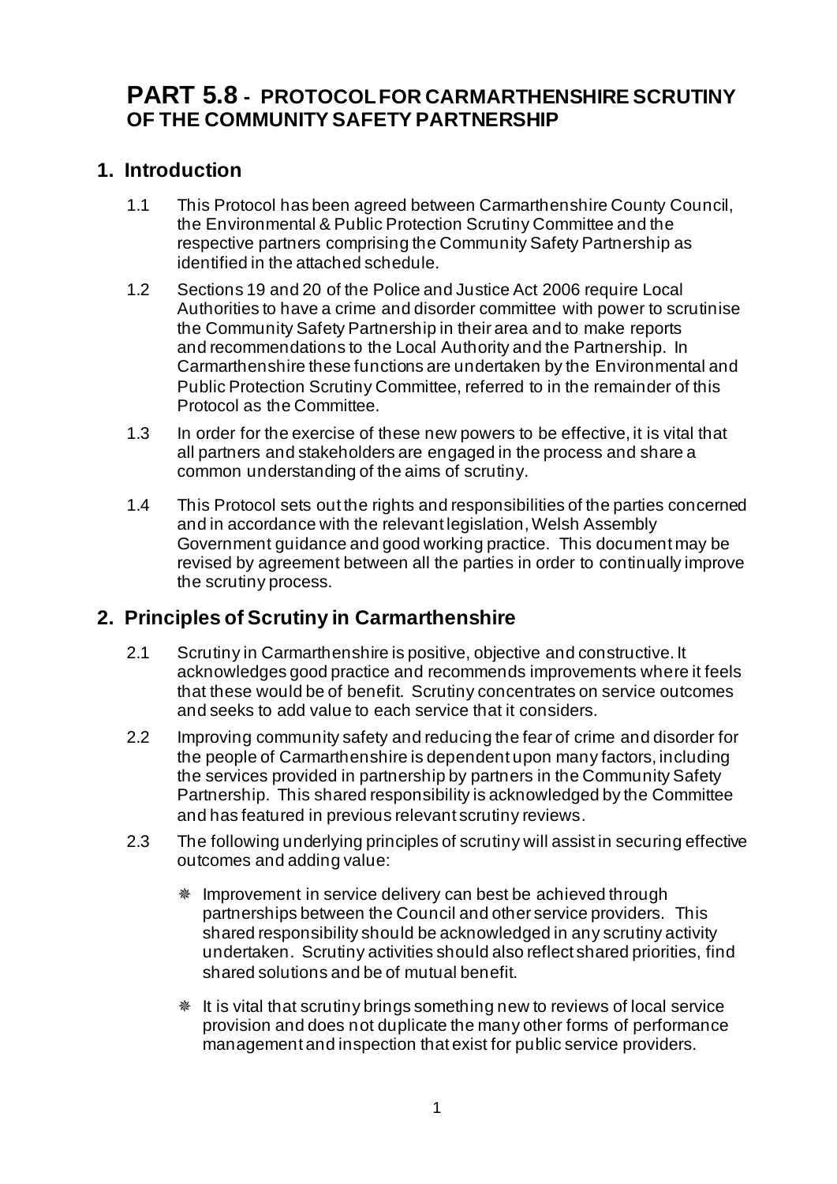# PART 5.8 - PROTOCOL FOR CARMARTHENSHIRE SCRUTINY OF THE COMMUNITY SAFETY PARTNERSHIP

## 1. Introduction

1.1 This Protocol has been agreed between Carmarthenshire County Council, the Environmental & Public Protection Scrutiny Committee and the respective partners comprising the Community Safety Partnership as identified in the attached schedule.

1.2 Sections 19 and 20 of the Police and Justice Act 2006 require Local Authorities to have a crime and disorder committee with power to scrutinise the Community Safety Partnership in their area and to make reports and recommendations to the Local Authority and the Partnership. In Carmarthenshire these functions are undertaken by the Environmental and Public Protection Scrutiny Committee, referred to in the remainder of this Protocol as the Committee.

1.3 In order for the exercise of these new powers to be effective, it is vital that all partners and stakeholders are engaged in the process and share a common understanding of the aims of scrutiny.

1.4 This Protocol sets out the rights and responsibilities of the parties concerned and in accordance with the relevant legislation, Welsh Assembly Government guidance and good working practice. This document may be revised by agreement between all the parties in order to continually improve the scrutiny process.

## 2. Principles of Scrutiny in Carmarthenshire

2.1 Scrutiny in Carmarthenshire is positive, objective and constructive. It acknowledges good practice and recommends improvements where it feels that these would be of benefit. Scrutiny concentrates on service outcomes and seeks to add value to each service that it considers.

2.2 Improving community safety and reducing the fear of crime and disorder for the people of Carmarthenshire is dependent upon many factors, including the services provided in partnership by partners in the Community Safety Partnership. This shared responsibility is acknowledged by the Committee and has featured in previous relevant scrutiny reviews.

2.3 The following underlying principles of scrutiny will assist in securing effective outcomes and adding value:

- Improvement in service delivery can best be achieved through partnerships between the Council and other service providers. This shared responsibility should be acknowledged in any scrutiny activity undertaken. Scrutiny activities should also reflect shared priorities, find shared solutions and be of mutual benefit.

- It is vital that scrutiny brings something new to reviews of local service provision and does not duplicate the many other forms of performance management and inspection that exist for public service providers.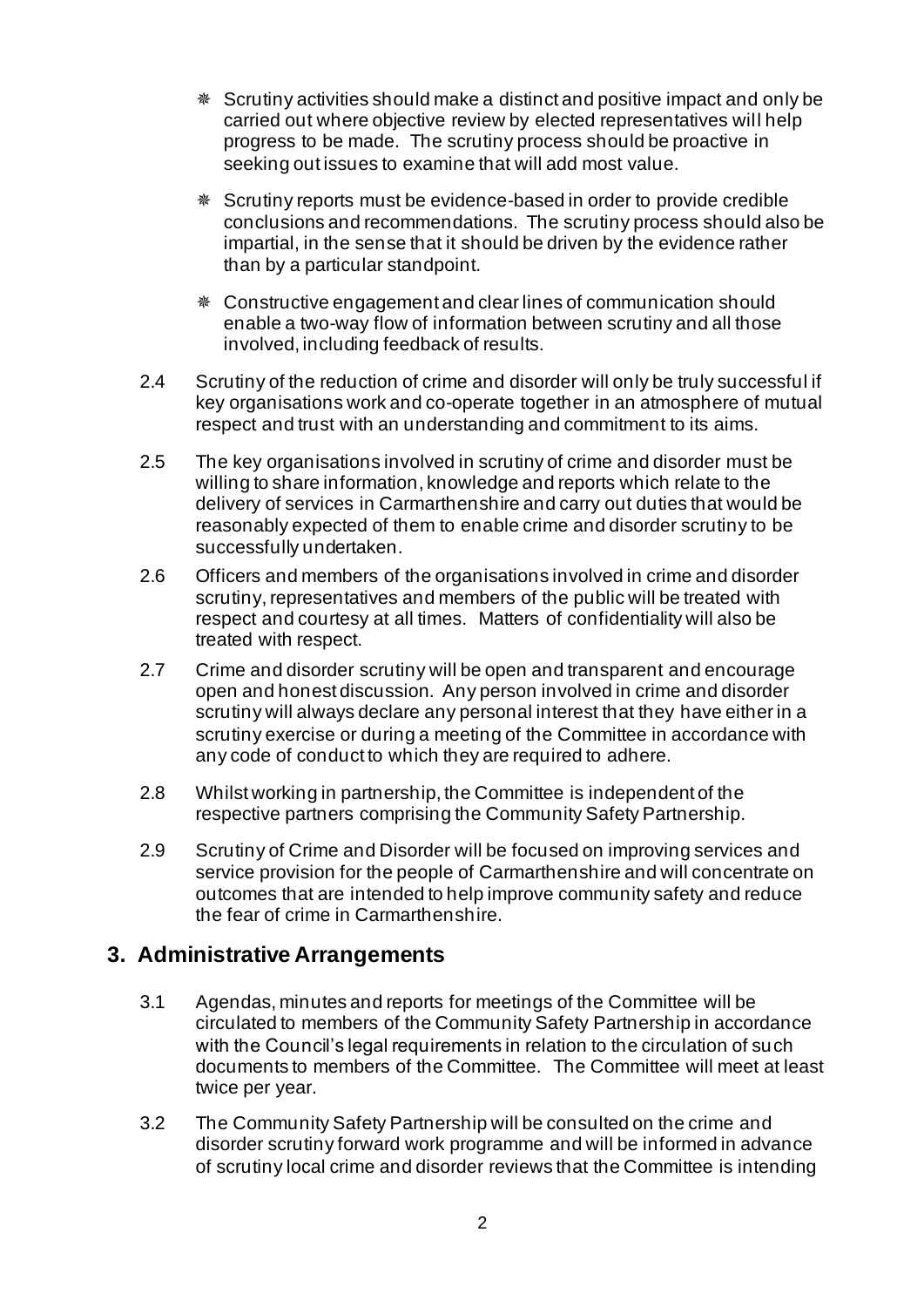- ❋ Scrutiny activities should make a distinct and positive impact and only be carried out where objective review by elected representatives will help progress to be made. The scrutiny process should be proactive in seeking out issues to examine that will add most value.
- ❋ Scrutiny reports must be evidence-based in order to provide credible conclusions and recommendations. The scrutiny process should also be impartial, in the sense that it should be driven by the evidence rather than by a particular standpoint.
- ❋ Constructive engagement and clear lines of communication should enable a two-way flow of information between scrutiny and all those involved, including feedback of results.

2.4 Scrutiny of the reduction of crime and disorder will only be truly successful if key organisations work and co-operate together in an atmosphere of mutual respect and trust with an understanding and commitment to its aims.

2.5 The key organisations involved in scrutiny of crime and disorder must be willing to share information, knowledge and reports which relate to the delivery of services in Carmarthenshire and carry out duties that would be reasonably expected of them to enable crime and disorder scrutiny to be successfully undertaken.

2.6 Officers and members of the organisations involved in crime and disorder scrutiny, representatives and members of the public will be treated with respect and courtesy at all times. Matters of confidentiality will also be treated with respect.

2.7 Crime and disorder scrutiny will be open and transparent and encourage open and honest discussion. Any person involved in crime and disorder scrutiny will always declare any personal interest that they have either in a scrutiny exercise or during a meeting of the Committee in accordance with any code of conduct to which they are required to adhere.

2.8 Whilst working in partnership, the Committee is independent of the respective partners comprising the Community Safety Partnership.

2.9 Scrutiny of Crime and Disorder will be focused on improving services and service provision for the people of Carmarthenshire and will concentrate on outcomes that are intended to help improve community safety and reduce the fear of crime in Carmarthenshire.

## 3. Administrative Arrangements

3.1 Agendas, minutes and reports for meetings of the Committee will be circulated to members of the Community Safety Partnership in accordance with the Council's legal requirements in relation to the circulation of such documents to members of the Committee. The Committee will meet at least twice per year.

3.2 The Community Safety Partnership will be consulted on the crime and disorder scrutiny forward work programme and will be informed in advance of scrutiny local crime and disorder reviews that the Committee is intending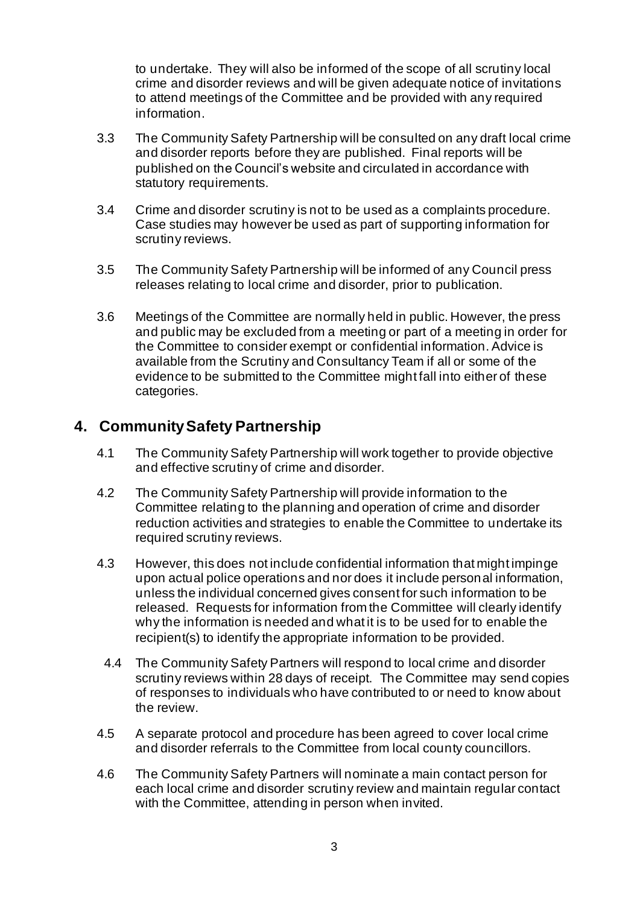to undertake. They will also be informed of the scope of all scrutiny local crime and disorder reviews and will be given adequate notice of invitations to attend meetings of the Committee and be provided with any required information.

3.3 The Community Safety Partnership will be consulted on any draft local crime and disorder reports before they are published. Final reports will be published on the Council's website and circulated in accordance with statutory requirements.

3.4 Crime and disorder scrutiny is not to be used as a complaints procedure. Case studies may however be used as part of supporting information for scrutiny reviews.

3.5 The Community Safety Partnership will be informed of any Council press releases relating to local crime and disorder, prior to publication.

3.6 Meetings of the Committee are normally held in public. However, the press and public may be excluded from a meeting or part of a meeting in order for the Committee to consider exempt or confidential information. Advice is available from the Scrutiny and Consultancy Team if all or some of the evidence to be submitted to the Committee might fall into either of these categories.

## 4. Community Safety Partnership

4.1 The Community Safety Partnership will work together to provide objective and effective scrutiny of crime and disorder.

4.2 The Community Safety Partnership will provide information to the Committee relating to the planning and operation of crime and disorder reduction activities and strategies to enable the Committee to undertake its required scrutiny reviews.

4.3 However, this does not include confidential information that might impinge upon actual police operations and nor does it include personal information, unless the individual concerned gives consent for such information to be released. Requests for information from the Committee will clearly identify why the information is needed and what it is to be used for to enable the recipient(s) to identify the appropriate information to be provided.

4.4 The Community Safety Partners will respond to local crime and disorder scrutiny reviews within 28 days of receipt. The Committee may send copies of responses to individuals who have contributed to or need to know about the review.

4.5 A separate protocol and procedure has been agreed to cover local crime and disorder referrals to the Committee from local county councillors.

4.6 The Community Safety Partners will nominate a main contact person for each local crime and disorder scrutiny review and maintain regular contact with the Committee, attending in person when invited.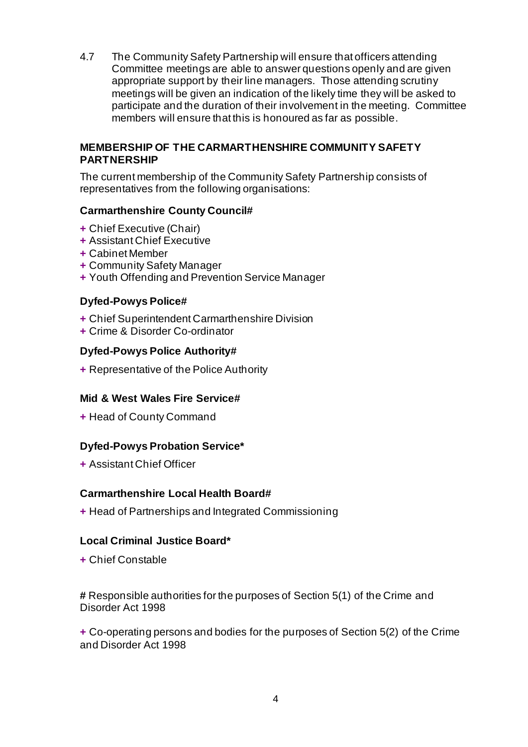4.7 The Community Safety Partnership will ensure that officers attending Committee meetings are able to answer questions openly and are given appropriate support by their line managers. Those attending scrutiny meetings will be given an indication of the likely time they will be asked to participate and the duration of their involvement in the meeting. Committee members will ensure that this is honoured as far as possible.

## MEMBERSHIP OF THE CARMARTHENSHIRE COMMUNITY SAFETY PARTNERSHIP

The current membership of the Community Safety Partnership consists of representatives from the following organisations:

### Carmarthenshire County Council#

+ Chief Executive (Chair)
+ Assistant Chief Executive
+ Cabinet Member
+ Community Safety Manager
+ Youth Offending and Prevention Service Manager

### Dyfed-Powys Police#

+ Chief Superintendent Carmarthenshire Division
+ Crime & Disorder Co-ordinator

### Dyfed-Powys Police Authority#

+ Representative of the Police Authority

### Mid & West Wales Fire Service#

+ Head of County Command

### Dyfed-Powys Probation Service*

+ Assistant Chief Officer

### Carmarthenshire Local Health Board#

+ Head of Partnerships and Integrated Commissioning

### Local Criminal Justice Board*

+ Chief Constable

# Responsible authorities for the purposes of Section 5(1) of the Crime and Disorder Act 1998

+ Co-operating persons and bodies for the purposes of Section 5(2) of the Crime and Disorder Act 1998